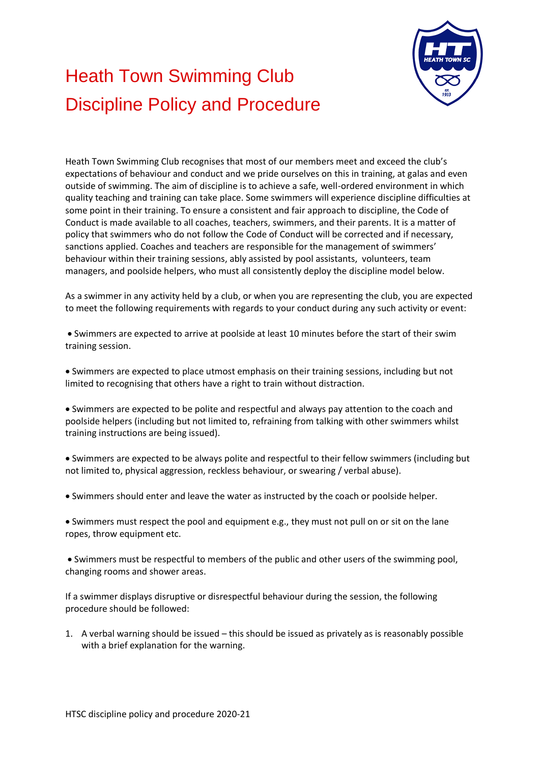# Heath Town Swimming Club Discipline Policy and Procedure

Heath Town Swimming Club recognises that most of our members meet and exceed the club's expectations of behaviour and conduct and we pride ourselves on this in training, at galas and even outside of swimming. The aim of discipline is to achieve a safe, well-ordered environment in which quality teaching and training can take place. Some swimmers will experience discipline difficulties at some point in their training. To ensure a consistent and fair approach to discipline, the Code of Conduct is made available to all coaches, teachers, swimmers, and their parents. It is a matter of policy that swimmers who do not follow the Code of Conduct will be corrected and if necessary, sanctions applied. Coaches and teachers are responsible for the management of swimmers' behaviour within their training sessions, ably assisted by pool assistants, volunteers, team managers, and poolside helpers, who must all consistently deploy the discipline model below.

As a swimmer in any activity held by a club, or when you are representing the club, you are expected to meet the following requirements with regards to your conduct during any such activity or event:

- Swimmers are expected to arrive at poolside at least 10 minutes before the start of their swim training session.

- Swimmers are expected to place utmost emphasis on their training sessions, including but not limited to recognising that others have a right to train without distraction.

- Swimmers are expected to be polite and respectful and always pay attention to the coach and poolside helpers (including but not limited to, refraining from talking with other swimmers whilst training instructions are being issued).

- Swimmers are expected to be always polite and respectful to their fellow swimmers (including but not limited to, physical aggression, reckless behaviour, or swearing / verbal abuse).

- Swimmers should enter and leave the water as instructed by the coach or poolside helper.

- Swimmers must respect the pool and equipment e.g., they must not pull on or sit on the lane ropes, throw equipment etc.

- Swimmers must be respectful to members of the public and other users of the swimming pool, changing rooms and shower areas.

If a swimmer displays disruptive or disrespectful behaviour during the session, the following procedure should be followed:

1. A verbal warning should be issued – this should be issued as privately as is reasonably possible with a brief explanation for the warning.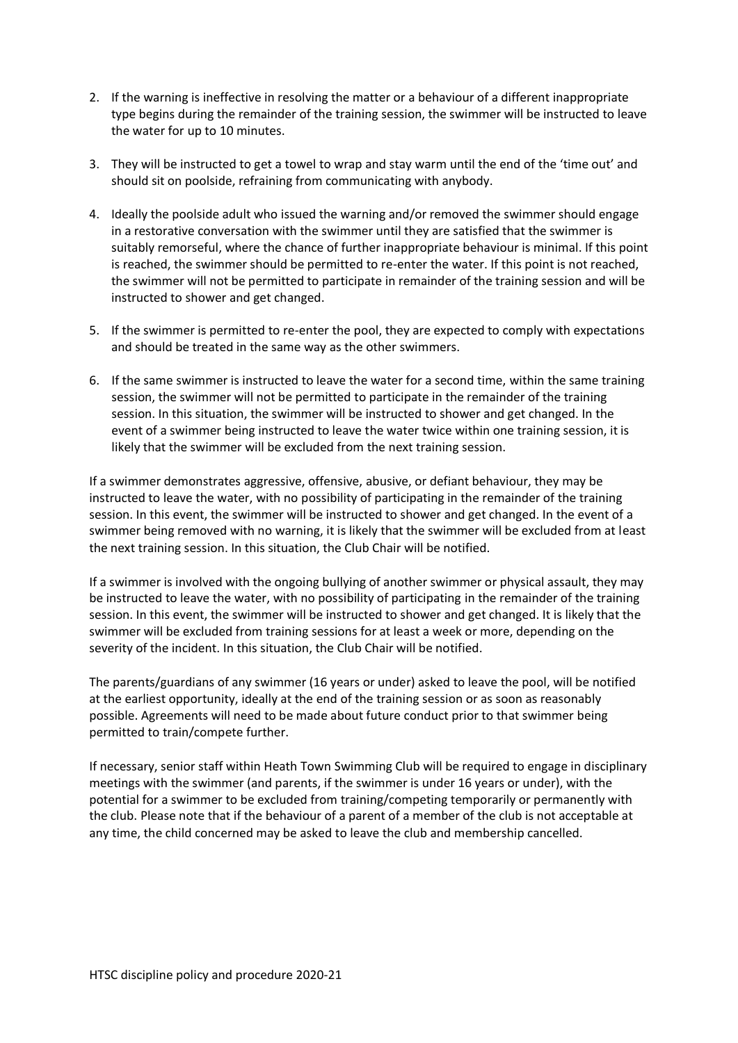2. If the warning is ineffective in resolving the matter or a behaviour of a different inappropriate type begins during the remainder of the training session, the swimmer will be instructed to leave the water for up to 10 minutes.

3. They will be instructed to get a towel to wrap and stay warm until the end of the 'time out' and should sit on poolside, refraining from communicating with anybody.

4. Ideally the poolside adult who issued the warning and/or removed the swimmer should engage in a restorative conversation with the swimmer until they are satisfied that the swimmer is suitably remorseful, where the chance of further inappropriate behaviour is minimal. If this point is reached, the swimmer should be permitted to re-enter the water. If this point is not reached, the swimmer will not be permitted to participate in remainder of the training session and will be instructed to shower and get changed.

5. If the swimmer is permitted to re-enter the pool, they are expected to comply with expectations and should be treated in the same way as the other swimmers.

6. If the same swimmer is instructed to leave the water for a second time, within the same training session, the swimmer will not be permitted to participate in the remainder of the training session. In this situation, the swimmer will be instructed to shower and get changed. In the event of a swimmer being instructed to leave the water twice within one training session, it is likely that the swimmer will be excluded from the next training session.

If a swimmer demonstrates aggressive, offensive, abusive, or defiant behaviour, they may be instructed to leave the water, with no possibility of participating in the remainder of the training session. In this event, the swimmer will be instructed to shower and get changed. In the event of a swimmer being removed with no warning, it is likely that the swimmer will be excluded from at least the next training session. In this situation, the Club Chair will be notified.

If a swimmer is involved with the ongoing bullying of another swimmer or physical assault, they may be instructed to leave the water, with no possibility of participating in the remainder of the training session. In this event, the swimmer will be instructed to shower and get changed. It is likely that the swimmer will be excluded from training sessions for at least a week or more, depending on the severity of the incident. In this situation, the Club Chair will be notified.

The parents/guardians of any swimmer (16 years or under) asked to leave the pool, will be notified at the earliest opportunity, ideally at the end of the training session or as soon as reasonably possible. Agreements will need to be made about future conduct prior to that swimmer being permitted to train/compete further.

If necessary, senior staff within Heath Town Swimming Club will be required to engage in disciplinary meetings with the swimmer (and parents, if the swimmer is under 16 years or under), with the potential for a swimmer to be excluded from training/competing temporarily or permanently with the club. Please note that if the behaviour of a parent of a member of the club is not acceptable at any time, the child concerned may be asked to leave the club and membership cancelled.